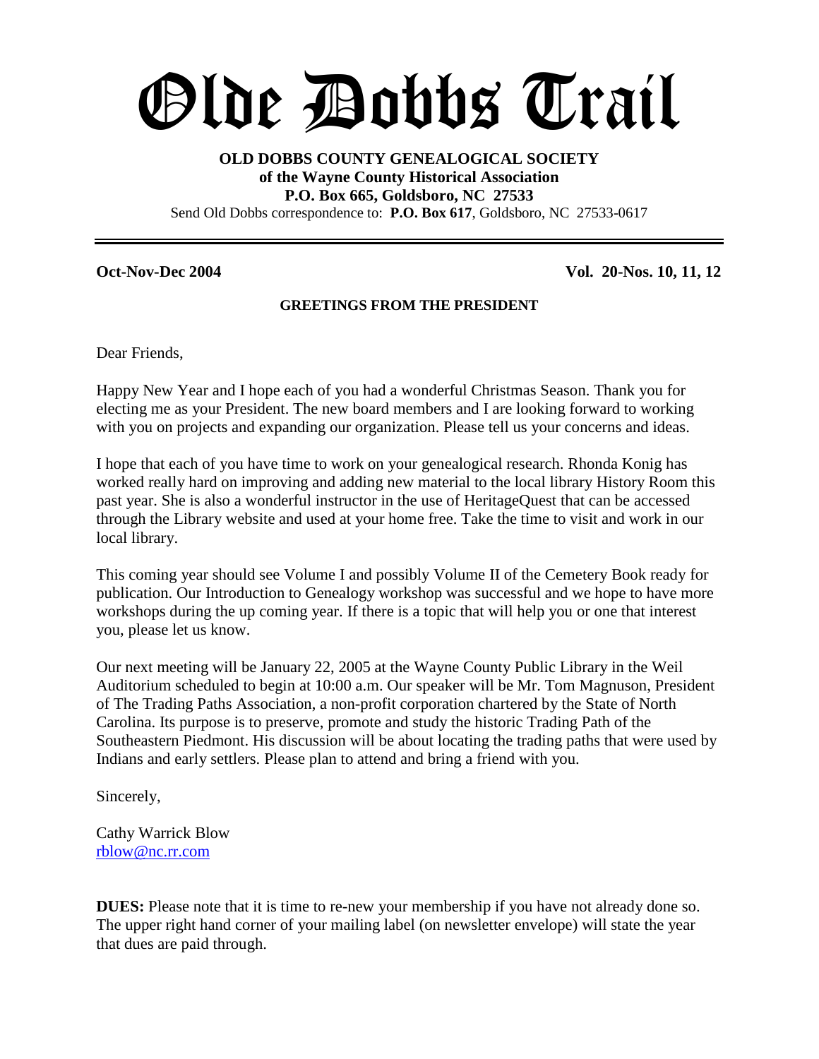# Olde Dobbs Trail

**OLD DOBBS COUNTY GENEALOGICAL SOCIETY**
**of the Wayne County Historical Association**
**P.O. Box 665, Goldsboro, NC 27533**
Send Old Dobbs correspondence to: **P.O. Box 617**, Goldsboro, NC 27533-0617

---

**Oct-Nov-Dec 2004** **Vol. 20-Nos. 10, 11, 12**

### GREETINGS FROM THE PRESIDENT

Dear Friends,

Happy New Year and I hope each of you had a wonderful Christmas Season. Thank you for electing me as your President. The new board members and I are looking forward to working with you on projects and expanding our organization. Please tell us your concerns and ideas.

I hope that each of you have time to work on your genealogical research. Rhonda Konig has worked really hard on improving and adding new material to the local library History Room this past year. She is also a wonderful instructor in the use of HeritageQuest that can be accessed through the Library website and used at your home free. Take the time to visit and work in our local library.

This coming year should see Volume I and possibly Volume II of the Cemetery Book ready for publication. Our Introduction to Genealogy workshop was successful and we hope to have more workshops during the up coming year. If there is a topic that will help you or one that interest you, please let us know.

Our next meeting will be January 22, 2005 at the Wayne County Public Library in the Weil Auditorium scheduled to begin at 10:00 a.m. Our speaker will be Mr. Tom Magnuson, President of The Trading Paths Association, a non-profit corporation chartered by the State of North Carolina. Its purpose is to preserve, promote and study the historic Trading Path of the Southeastern Piedmont. His discussion will be about locating the trading paths that were used by Indians and early settlers. Please plan to attend and bring a friend with you.

Sincerely,

Cathy Warrick Blow
rblow@nc.rr.com

**DUES:** Please note that it is time to re-new your membership if you have not already done so. The upper right hand corner of your mailing label (on newsletter envelope) will state the year that dues are paid through.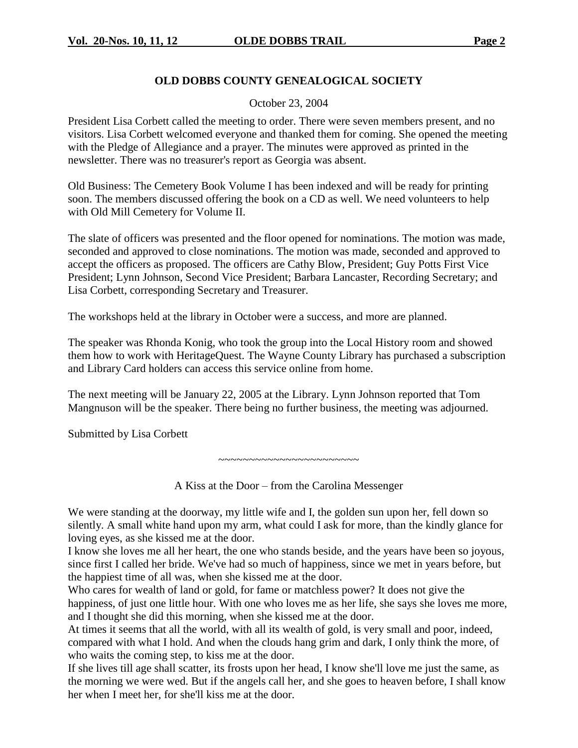## OLD DOBBS COUNTY GENEALOGICAL SOCIETY

October 23, 2004

President Lisa Corbett called the meeting to order. There were seven members present, and no visitors. Lisa Corbett welcomed everyone and thanked them for coming. She opened the meeting with the Pledge of Allegiance and a prayer. The minutes were approved as printed in the newsletter. There was no treasurer's report as Georgia was absent.

Old Business: The Cemetery Book Volume I has been indexed and will be ready for printing soon. The members discussed offering the book on a CD as well. We need volunteers to help with Old Mill Cemetery for Volume II.

The slate of officers was presented and the floor opened for nominations. The motion was made, seconded and approved to close nominations. The motion was made, seconded and approved to accept the officers as proposed. The officers are Cathy Blow, President; Guy Potts First Vice President; Lynn Johnson, Second Vice President; Barbara Lancaster, Recording Secretary; and Lisa Corbett, corresponding Secretary and Treasurer.

The workshops held at the library in October were a success, and more are planned.

The speaker was Rhonda Konig, who took the group into the Local History room and showed them how to work with HeritageQuest. The Wayne County Library has purchased a subscription and Library Card holders can access this service online from home.

The next meeting will be January 22, 2005 at the Library. Lynn Johnson reported that Tom Mangnuson will be the speaker. There being no further business, the meeting was adjourned.

Submitted by Lisa Corbett

~~~~~~~~~~~~~~~~~~~~~~~~

A Kiss at the Door – from the Carolina Messenger

We were standing at the doorway, my little wife and I, the golden sun upon her, fell down so silently. A small white hand upon my arm, what could I ask for more, than the kindly glance for loving eyes, as she kissed me at the door.

I know she loves me all her heart, the one who stands beside, and the years have been so joyous, since first I called her bride. We've had so much of happiness, since we met in years before, but the happiest time of all was, when she kissed me at the door.

Who cares for wealth of land or gold, for fame or matchless power? It does not give the happiness, of just one little hour. With one who loves me as her life, she says she loves me more, and I thought she did this morning, when she kissed me at the door.

At times it seems that all the world, with all its wealth of gold, is very small and poor, indeed, compared with what I hold. And when the clouds hang grim and dark, I only think the more, of who waits the coming step, to kiss me at the door.

If she lives till age shall scatter, its frosts upon her head, I know she'll love me just the same, as the morning we were wed. But if the angels call her, and she goes to heaven before, I shall know her when I meet her, for she'll kiss me at the door.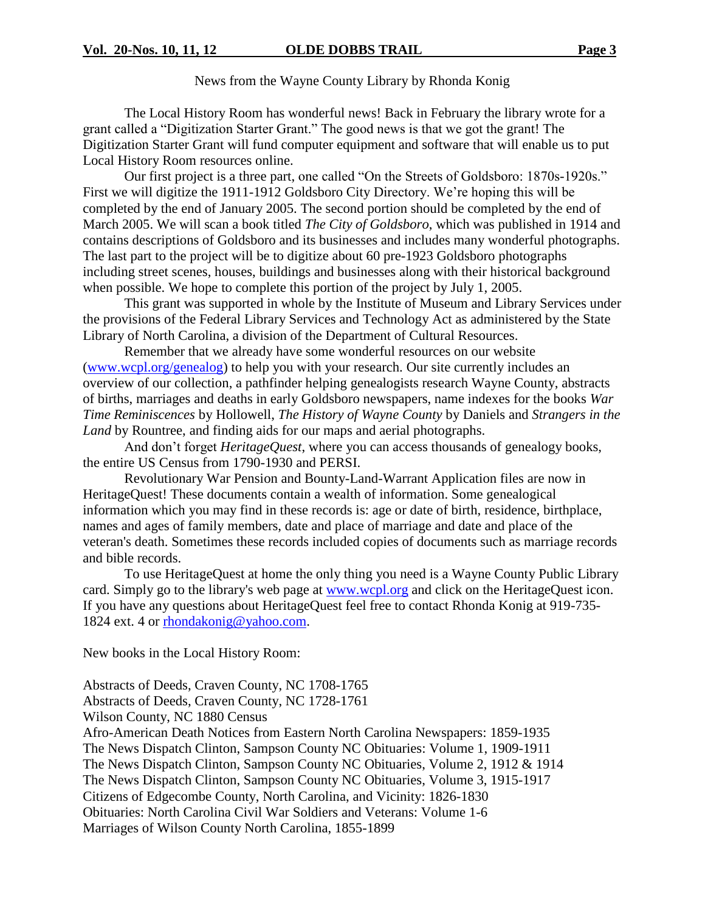## News from the Wayne County Library by Rhonda Konig

The Local History Room has wonderful news! Back in February the library wrote for a grant called a "Digitization Starter Grant." The good news is that we got the grant! The Digitization Starter Grant will fund computer equipment and software that will enable us to put Local History Room resources online.

Our first project is a three part, one called "On the Streets of Goldsboro: 1870s-1920s." First we will digitize the 1911-1912 Goldsboro City Directory. We're hoping this will be completed by the end of January 2005. The second portion should be completed by the end of March 2005. We will scan a book titled *The City of Goldsboro*, which was published in 1914 and contains descriptions of Goldsboro and its businesses and includes many wonderful photographs. The last part to the project will be to digitize about 60 pre-1923 Goldsboro photographs including street scenes, houses, buildings and businesses along with their historical background when possible. We hope to complete this portion of the project by July 1, 2005.

This grant was supported in whole by the Institute of Museum and Library Services under the provisions of the Federal Library Services and Technology Act as administered by the State Library of North Carolina, a division of the Department of Cultural Resources.

Remember that we already have some wonderful resources on our website (www.wcpl.org/genealog) to help you with your research. Our site currently includes an overview of our collection, a pathfinder helping genealogists research Wayne County, abstracts of births, marriages and deaths in early Goldsboro newspapers, name indexes for the books *War Time Reminiscences* by Hollowell, *The History of Wayne County* by Daniels and *Strangers in the Land* by Rountree, and finding aids for our maps and aerial photographs.

And don't forget *HeritageQuest*, where you can access thousands of genealogy books, the entire US Census from 1790-1930 and PERSI.

Revolutionary War Pension and Bounty-Land-Warrant Application files are now in HeritageQuest! These documents contain a wealth of information. Some genealogical information which you may find in these records is: age or date of birth, residence, birthplace, names and ages of family members, date and place of marriage and date and place of the veteran's death. Sometimes these records included copies of documents such as marriage records and bible records.

To use HeritageQuest at home the only thing you need is a Wayne County Public Library card. Simply go to the library's web page at www.wcpl.org and click on the HeritageQuest icon. If you have any questions about HeritageQuest feel free to contact Rhonda Konig at 919-735-1824 ext. 4 or rhondakonig@yahoo.com.

New books in the Local History Room:

Abstracts of Deeds, Craven County, NC 1708-1765
Abstracts of Deeds, Craven County, NC 1728-1761
Wilson County, NC 1880 Census
Afro-American Death Notices from Eastern North Carolina Newspapers: 1859-1935
The News Dispatch Clinton, Sampson County NC Obituaries: Volume 1, 1909-1911
The News Dispatch Clinton, Sampson County NC Obituaries, Volume 2, 1912 & 1914
The News Dispatch Clinton, Sampson County NC Obituaries, Volume 3, 1915-1917
Citizens of Edgecombe County, North Carolina, and Vicinity: 1826-1830
Obituaries: North Carolina Civil War Soldiers and Veterans: Volume 1-6
Marriages of Wilson County North Carolina, 1855-1899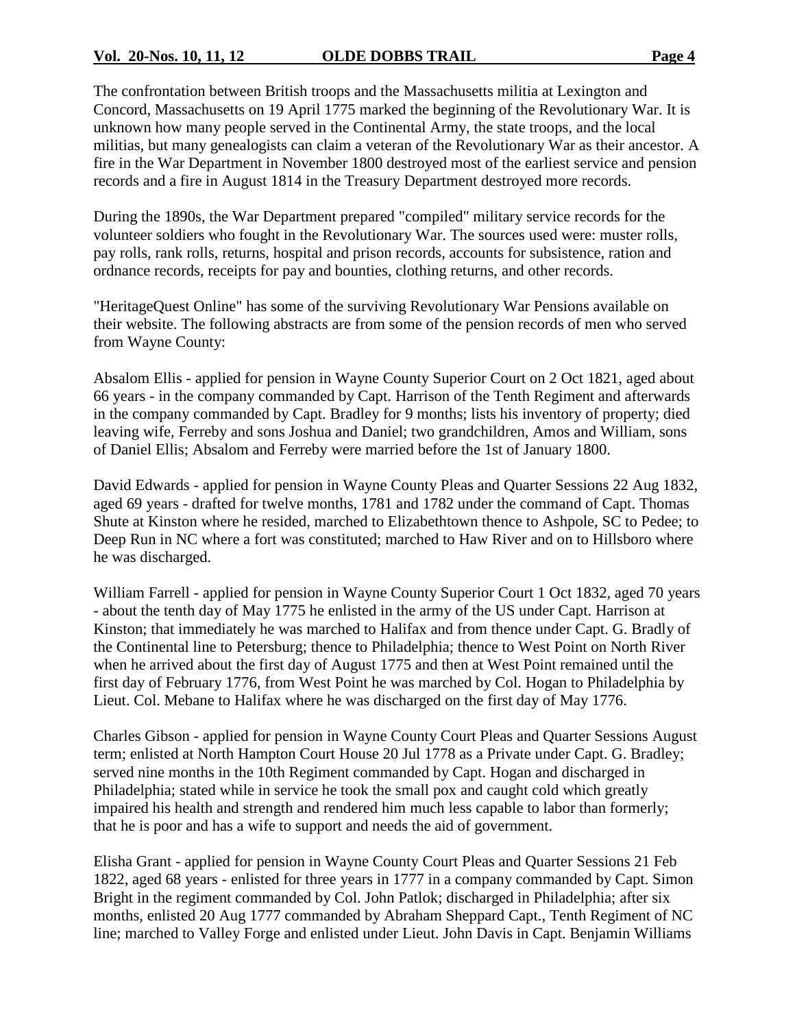The confrontation between British troops and the Massachusetts militia at Lexington and Concord, Massachusetts on 19 April 1775 marked the beginning of the Revolutionary War. It is unknown how many people served in the Continental Army, the state troops, and the local militias, but many genealogists can claim a veteran of the Revolutionary War as their ancestor. A fire in the War Department in November 1800 destroyed most of the earliest service and pension records and a fire in August 1814 in the Treasury Department destroyed more records.

During the 1890s, the War Department prepared "compiled" military service records for the volunteer soldiers who fought in the Revolutionary War. The sources used were: muster rolls, pay rolls, rank rolls, returns, hospital and prison records, accounts for subsistence, ration and ordnance records, receipts for pay and bounties, clothing returns, and other records.

"HeritageQuest Online" has some of the surviving Revolutionary War Pensions available on their website. The following abstracts are from some of the pension records of men who served from Wayne County:

Absalom Ellis - applied for pension in Wayne County Superior Court on 2 Oct 1821, aged about 66 years - in the company commanded by Capt. Harrison of the Tenth Regiment and afterwards in the company commanded by Capt. Bradley for 9 months; lists his inventory of property; died leaving wife, Ferreby and sons Joshua and Daniel; two grandchildren, Amos and William, sons of Daniel Ellis; Absalom and Ferreby were married before the 1st of January 1800.

David Edwards - applied for pension in Wayne County Pleas and Quarter Sessions 22 Aug 1832, aged 69 years - drafted for twelve months, 1781 and 1782 under the command of Capt. Thomas Shute at Kinston where he resided, marched to Elizabethtown thence to Ashpole, SC to Pedee; to Deep Run in NC where a fort was constituted; marched to Haw River and on to Hillsboro where he was discharged.

William Farrell - applied for pension in Wayne County Superior Court 1 Oct 1832, aged 70 years - about the tenth day of May 1775 he enlisted in the army of the US under Capt. Harrison at Kinston; that immediately he was marched to Halifax and from thence under Capt. G. Bradly of the Continental line to Petersburg; thence to Philadelphia; thence to West Point on North River when he arrived about the first day of August 1775 and then at West Point remained until the first day of February 1776, from West Point he was marched by Col. Hogan to Philadelphia by Lieut. Col. Mebane to Halifax where he was discharged on the first day of May 1776.

Charles Gibson - applied for pension in Wayne County Court Pleas and Quarter Sessions August term; enlisted at North Hampton Court House 20 Jul 1778 as a Private under Capt. G. Bradley; served nine months in the 10th Regiment commanded by Capt. Hogan and discharged in Philadelphia; stated while in service he took the small pox and caught cold which greatly impaired his health and strength and rendered him much less capable to labor than formerly; that he is poor and has a wife to support and needs the aid of government.

Elisha Grant - applied for pension in Wayne County Court Pleas and Quarter Sessions 21 Feb 1822, aged 68 years - enlisted for three years in 1777 in a company commanded by Capt. Simon Bright in the regiment commanded by Col. John Patlok; discharged in Philadelphia; after six months, enlisted 20 Aug 1777 commanded by Abraham Sheppard Capt., Tenth Regiment of NC line; marched to Valley Forge and enlisted under Lieut. John Davis in Capt. Benjamin Williams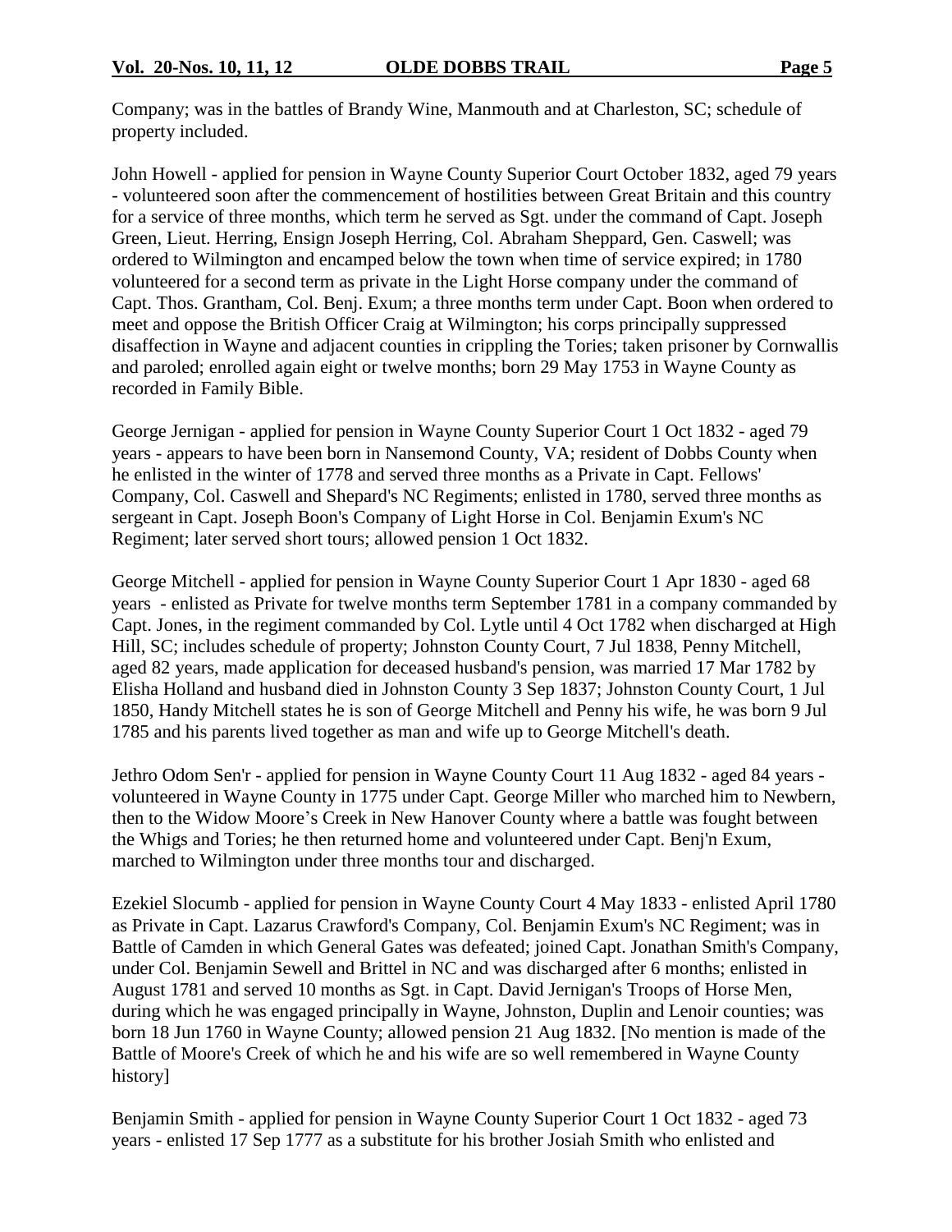Company; was in the battles of Brandy Wine, Manmouth and at Charleston, SC; schedule of property included.

John Howell - applied for pension in Wayne County Superior Court October 1832, aged 79 years - volunteered soon after the commencement of hostilities between Great Britain and this country for a service of three months, which term he served as Sgt. under the command of Capt. Joseph Green, Lieut. Herring, Ensign Joseph Herring, Col. Abraham Sheppard, Gen. Caswell; was ordered to Wilmington and encamped below the town when time of service expired; in 1780 volunteered for a second term as private in the Light Horse company under the command of Capt. Thos. Grantham, Col. Benj. Exum; a three months term under Capt. Boon when ordered to meet and oppose the British Officer Craig at Wilmington; his corps principally suppressed disaffection in Wayne and adjacent counties in crippling the Tories; taken prisoner by Cornwallis and paroled; enrolled again eight or twelve months; born 29 May 1753 in Wayne County as recorded in Family Bible.

George Jernigan - applied for pension in Wayne County Superior Court 1 Oct 1832 - aged 79 years - appears to have been born in Nansemond County, VA; resident of Dobbs County when he enlisted in the winter of 1778 and served three months as a Private in Capt. Fellows' Company, Col. Caswell and Shepard's NC Regiments; enlisted in 1780, served three months as sergeant in Capt. Joseph Boon's Company of Light Horse in Col. Benjamin Exum's NC Regiment; later served short tours; allowed pension 1 Oct 1832.

George Mitchell - applied for pension in Wayne County Superior Court 1 Apr 1830 - aged 68 years - enlisted as Private for twelve months term September 1781 in a company commanded by Capt. Jones, in the regiment commanded by Col. Lytle until 4 Oct 1782 when discharged at High Hill, SC; includes schedule of property; Johnston County Court, 7 Jul 1838, Penny Mitchell, aged 82 years, made application for deceased husband's pension, was married 17 Mar 1782 by Elisha Holland and husband died in Johnston County 3 Sep 1837; Johnston County Court, 1 Jul 1850, Handy Mitchell states he is son of George Mitchell and Penny his wife, he was born 9 Jul 1785 and his parents lived together as man and wife up to George Mitchell's death.

Jethro Odom Sen'r - applied for pension in Wayne County Court 11 Aug 1832 - aged 84 years - volunteered in Wayne County in 1775 under Capt. George Miller who marched him to Newbern, then to the Widow Moore's Creek in New Hanover County where a battle was fought between the Whigs and Tories; he then returned home and volunteered under Capt. Benj'n Exum, marched to Wilmington under three months tour and discharged.

Ezekiel Slocumb - applied for pension in Wayne County Court 4 May 1833 - enlisted April 1780 as Private in Capt. Lazarus Crawford's Company, Col. Benjamin Exum's NC Regiment; was in Battle of Camden in which General Gates was defeated; joined Capt. Jonathan Smith's Company, under Col. Benjamin Sewell and Brittel in NC and was discharged after 6 months; enlisted in August 1781 and served 10 months as Sgt. in Capt. David Jernigan's Troops of Horse Men, during which he was engaged principally in Wayne, Johnston, Duplin and Lenoir counties; was born 18 Jun 1760 in Wayne County; allowed pension 21 Aug 1832. [No mention is made of the Battle of Moore's Creek of which he and his wife are so well remembered in Wayne County history]

Benjamin Smith - applied for pension in Wayne County Superior Court 1 Oct 1832 - aged 73 years - enlisted 17 Sep 1777 as a substitute for his brother Josiah Smith who enlisted and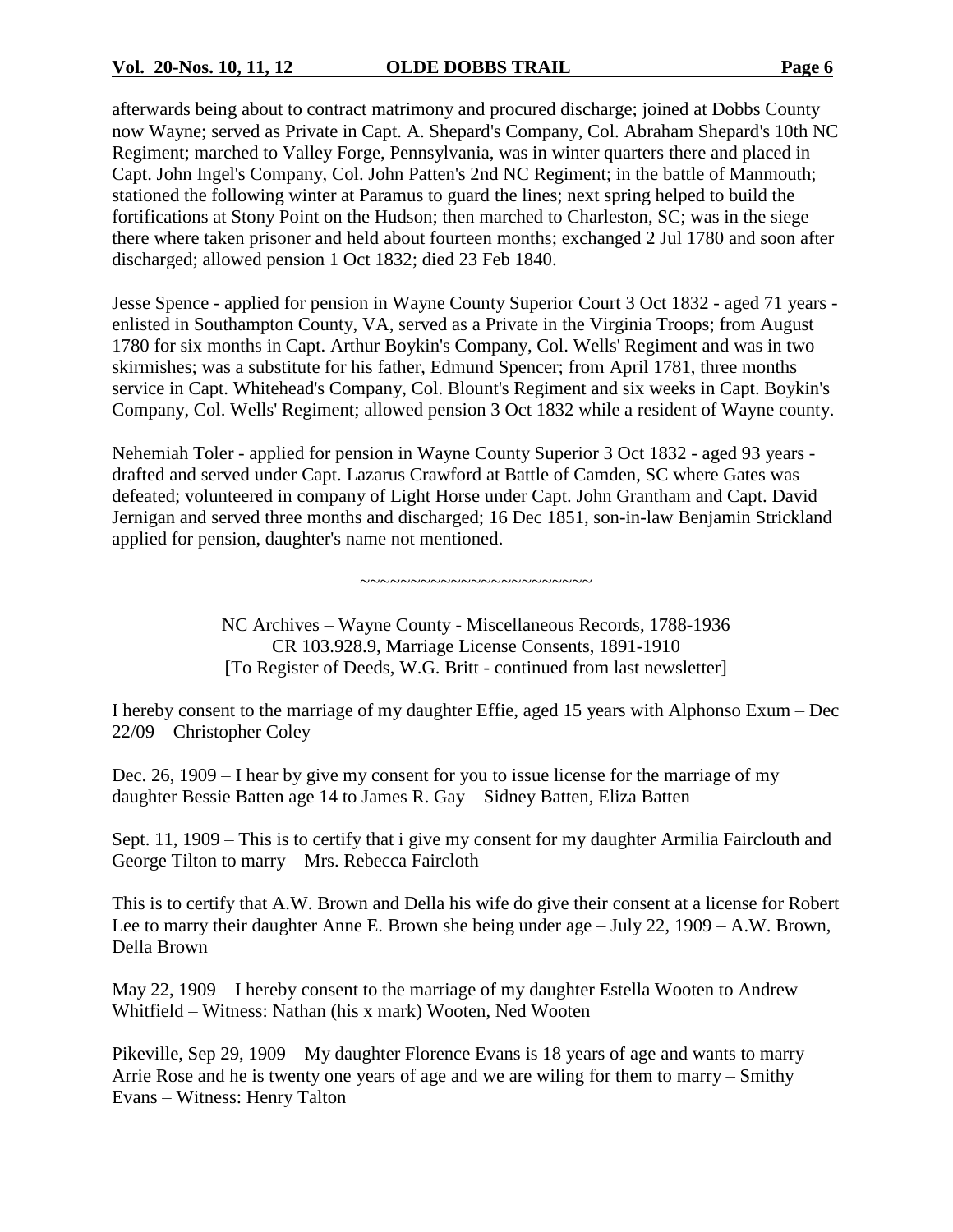afterwards being about to contract matrimony and procured discharge; joined at Dobbs County now Wayne; served as Private in Capt. A. Shepard's Company, Col. Abraham Shepard's 10th NC Regiment; marched to Valley Forge, Pennsylvania, was in winter quarters there and placed in Capt. John Ingel's Company, Col. John Patten's 2nd NC Regiment; in the battle of Manmouth; stationed the following winter at Paramus to guard the lines; next spring helped to build the fortifications at Stony Point on the Hudson; then marched to Charleston, SC; was in the siege there where taken prisoner and held about fourteen months; exchanged 2 Jul 1780 and soon after discharged; allowed pension 1 Oct 1832; died 23 Feb 1840.

Jesse Spence - applied for pension in Wayne County Superior Court 3 Oct 1832 - aged 71 years - enlisted in Southampton County, VA, served as a Private in the Virginia Troops; from August 1780 for six months in Capt. Arthur Boykin's Company, Col. Wells' Regiment and was in two skirmishes; was a substitute for his father, Edmund Spencer; from April 1781, three months service in Capt. Whitehead's Company, Col. Blount's Regiment and six weeks in Capt. Boykin's Company, Col. Wells' Regiment; allowed pension 3 Oct 1832 while a resident of Wayne county.

Nehemiah Toler - applied for pension in Wayne County Superior 3 Oct 1832 - aged 93 years - drafted and served under Capt. Lazarus Crawford at Battle of Camden, SC where Gates was defeated; volunteered in company of Light Horse under Capt. John Grantham and Capt. David Jernigan and served three months and discharged; 16 Dec 1851, son-in-law Benjamin Strickland applied for pension, daughter's name not mentioned.

~~~~~~~~~~~~~~~~~~~~~~~~

NC Archives – Wayne County - Miscellaneous Records, 1788-1936
CR 103.928.9, Marriage License Consents, 1891-1910
[To Register of Deeds, W.G. Britt - continued from last newsletter]

I hereby consent to the marriage of my daughter Effie, aged 15 years with Alphonso Exum – Dec 22/09 – Christopher Coley

Dec. 26, 1909 – I hear by give my consent for you to issue license for the marriage of my daughter Bessie Batten age 14 to James R. Gay – Sidney Batten, Eliza Batten

Sept. 11, 1909 – This is to certify that i give my consent for my daughter Armilia Fairclouth and George Tilton to marry – Mrs. Rebecca Faircloth

This is to certify that A.W. Brown and Della his wife do give their consent at a license for Robert Lee to marry their daughter Anne E. Brown she being under age – July 22, 1909 – A.W. Brown, Della Brown

May 22, 1909 – I hereby consent to the marriage of my daughter Estella Wooten to Andrew Whitfield – Witness: Nathan (his x mark) Wooten, Ned Wooten

Pikeville, Sep 29, 1909 – My daughter Florence Evans is 18 years of age and wants to marry Arrie Rose and he is twenty one years of age and we are wiling for them to marry – Smithy Evans – Witness: Henry Talton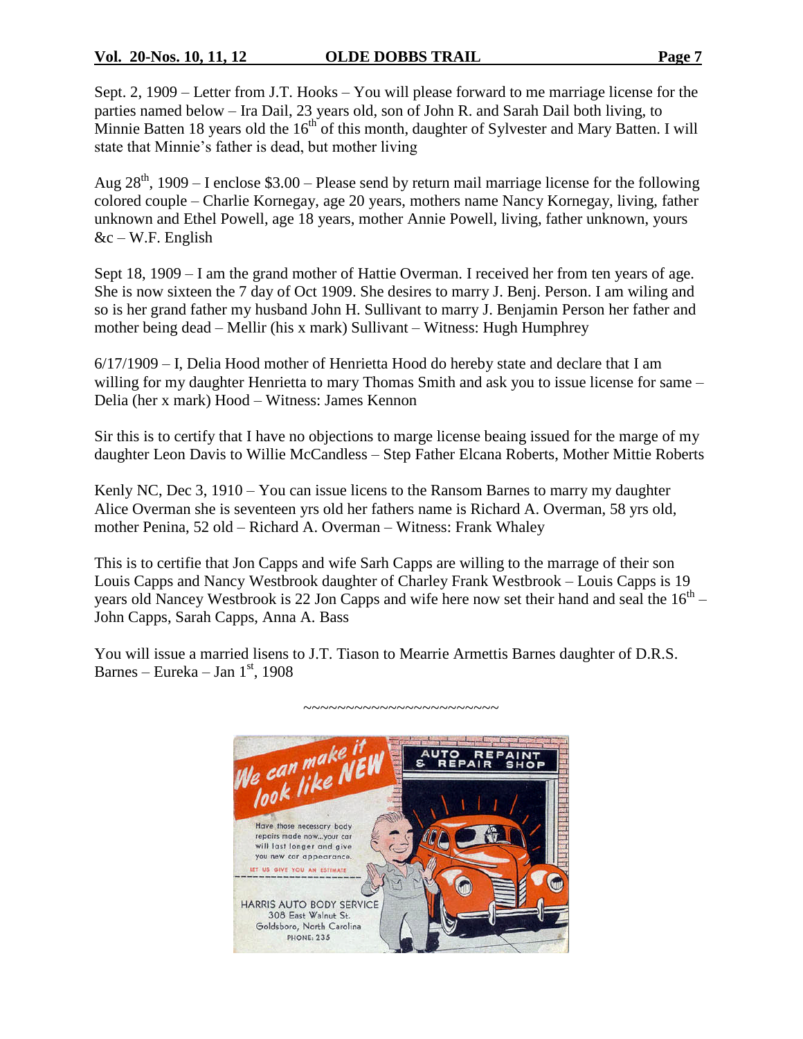Sept. 2, 1909 – Letter from J.T. Hooks – You will please forward to me marriage license for the parties named below – Ira Dail, 23 years old, son of John R. and Sarah Dail both living, to Minnie Batten 18 years old the 16th of this month, daughter of Sylvester and Mary Batten. I will state that Minnie's father is dead, but mother living

Aug 28th, 1909 – I enclose $3.00 – Please send by return mail marriage license for the following colored couple – Charlie Kornegay, age 20 years, mothers name Nancy Kornegay, living, father unknown and Ethel Powell, age 18 years, mother Annie Powell, living, father unknown, yours &c – W.F. English

Sept 18, 1909 – I am the grand mother of Hattie Overman. I received her from ten years of age. She is now sixteen the 7 day of Oct 1909. She desires to marry J. Benj. Person. I am wiling and so is her grand father my husband John H. Sullivant to marry J. Benjamin Person her father and mother being dead – Mellir (his x mark) Sullivant – Witness: Hugh Humphrey

6/17/1909 – I, Delia Hood mother of Henrietta Hood do hereby state and declare that I am willing for my daughter Henrietta to mary Thomas Smith and ask you to issue license for same – Delia (her x mark) Hood – Witness: James Kennon

Sir this is to certify that I have no objections to marge license beaing issued for the marge of my daughter Leon Davis to Willie McCandless – Step Father Elcana Roberts, Mother Mittie Roberts

Kenly NC, Dec 3, 1910 – You can issue licens to the Ransom Barnes to marry my daughter Alice Overman she is seventeen yrs old her fathers name is Richard A. Overman, 58 yrs old, mother Penina, 52 old – Richard A. Overman – Witness: Frank Whaley

This is to certifie that Jon Capps and wife Sarh Capps are willing to the marrage of their son Louis Capps and Nancy Westbrook daughter of Charley Frank Westbrook – Louis Capps is 19 years old Nancey Westbrook is 22 Jon Capps and wife here now set their hand and seal the 16th – John Capps, Sarah Capps, Anna A. Bass

You will issue a married lisens to J.T. Tiason to Mearrie Armettis Barnes daughter of D.R.S. Barnes – Eureka – Jan 1st, 1908

~~~~~~~~~~~~~~~~~~~~~~~~

We can make it look like NEW

AUTO REPAINT & REPAIR SHOP

Have those necessary body repairs made now...your car will last longer and give you new car appearance.

LET US GIVE YOU AN ESTIMATE

HARRIS AUTO BODY SERVICE
308 East Walnut St.
Goldsboro, North Carolina
PHONE: 235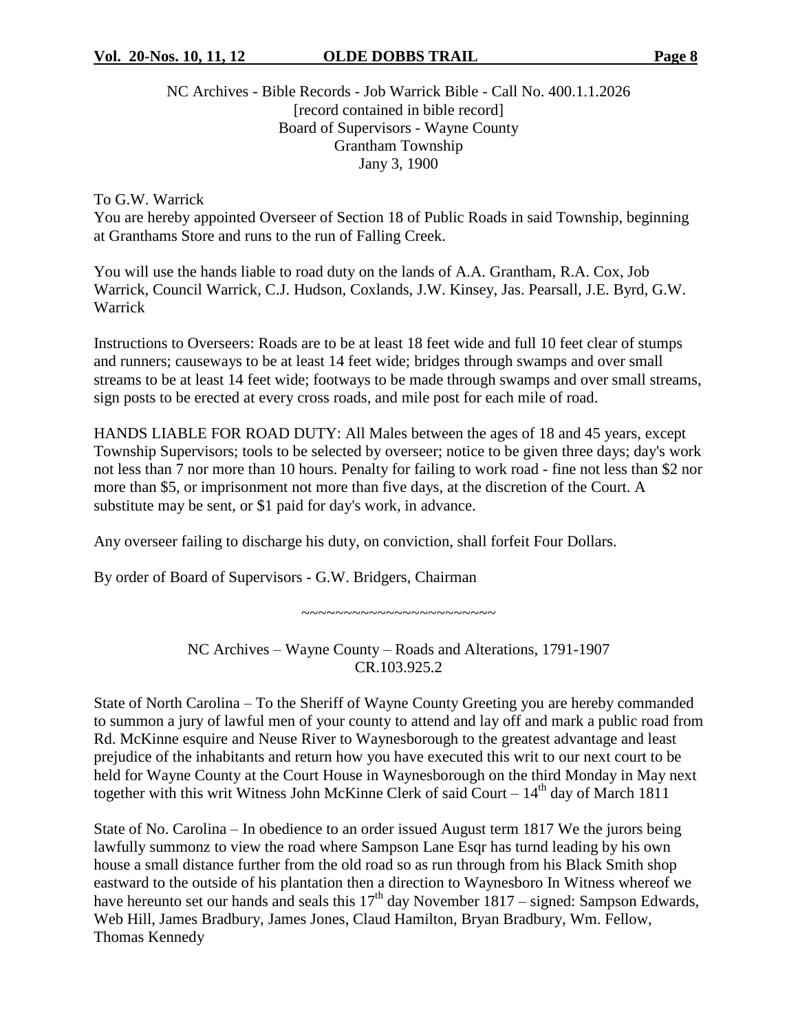NC Archives - Bible Records - Job Warrick Bible - Call No. 400.1.1.2026
[record contained in bible record]
Board of Supervisors - Wayne County
Grantham Township
Jany 3, 1900

To G.W. Warrick
You are hereby appointed Overseer of Section 18 of Public Roads in said Township, beginning at Granthams Store and runs to the run of Falling Creek.

You will use the hands liable to road duty on the lands of A.A. Grantham, R.A. Cox, Job Warrick, Council Warrick, C.J. Hudson, Coxlands, J.W. Kinsey, Jas. Pearsall, J.E. Byrd, G.W. Warrick

Instructions to Overseers: Roads are to be at least 18 feet wide and full 10 feet clear of stumps and runners; causeways to be at least 14 feet wide; bridges through swamps and over small streams to be at least 14 feet wide; footways to be made through swamps and over small streams, sign posts to be erected at every cross roads, and mile post for each mile of road.

HANDS LIABLE FOR ROAD DUTY: All Males between the ages of 18 and 45 years, except Township Supervisors; tools to be selected by overseer; notice to be given three days; day's work not less than 7 nor more than 10 hours. Penalty for failing to work road - fine not less than $2 nor more than $5, or imprisonment not more than five days, at the discretion of the Court. A substitute may be sent, or $1 paid for day's work, in advance.

Any overseer failing to discharge his duty, on conviction, shall forfeit Four Dollars.

By order of Board of Supervisors - G.W. Bridgers, Chairman

~~~~~~~~~~~~~~~~~~~~~~~~

NC Archives – Wayne County – Roads and Alterations, 1791-1907
CR.103.925.2

State of North Carolina – To the Sheriff of Wayne County Greeting you are hereby commanded to summon a jury of lawful men of your county to attend and lay off and mark a public road from Rd. McKinne esquire and Neuse River to Waynesborough to the greatest advantage and least prejudice of the inhabitants and return how you have executed this writ to our next court to be held for Wayne County at the Court House in Waynesborough on the third Monday in May next together with this writ Witness John McKinne Clerk of said Court – 14th day of March 1811

State of No. Carolina – In obedience to an order issued August term 1817 We the jurors being lawfully summonz to view the road where Sampson Lane Esqr has turnd leading by his own house a small distance further from the old road so as run through from his Black Smith shop eastward to the outside of his plantation then a direction to Waynesboro In Witness whereof we have hereunto set our hands and seals this 17th day November 1817 – signed: Sampson Edwards, Web Hill, James Bradbury, James Jones, Claud Hamilton, Bryan Bradbury, Wm. Fellow, Thomas Kennedy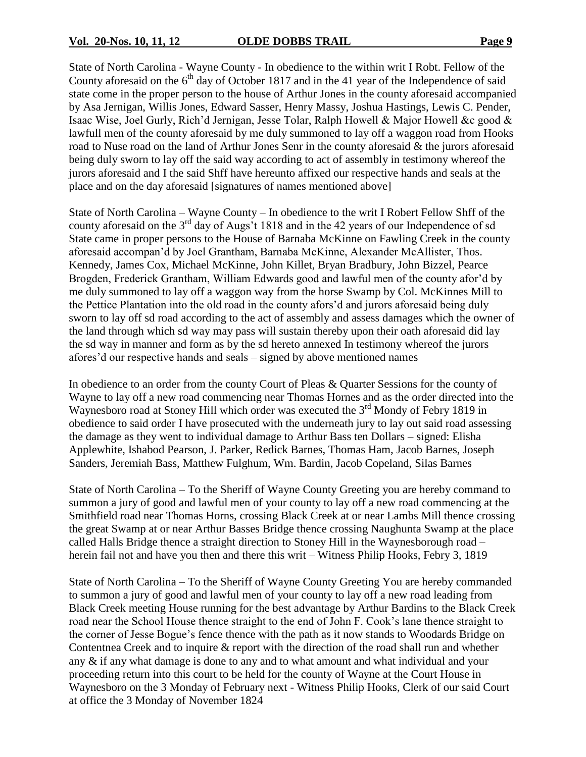State of North Carolina - Wayne County - In obedience to the within writ I Robt. Fellow of the County aforesaid on the 6th day of October 1817 and in the 41 year of the Independence of said state come in the proper person to the house of Arthur Jones in the county aforesaid accompanied by Asa Jernigan, Willis Jones, Edward Sasser, Henry Massy, Joshua Hastings, Lewis C. Pender, Isaac Wise, Joel Gurly, Rich'd Jernigan, Jesse Tolar, Ralph Howell & Major Howell &c good & lawfull men of the county aforesaid by me duly summoned to lay off a waggon road from Hooks road to Nuse road on the land of Arthur Jones Senr in the county aforesaid & the jurors aforesaid being duly sworn to lay off the said way according to act of assembly in testimony whereof the jurors aforesaid and I the said Shff have hereunto affixed our respective hands and seals at the place and on the day aforesaid [signatures of names mentioned above]

State of North Carolina – Wayne County – In obedience to the writ I Robert Fellow Shff of the county aforesaid on the 3rd day of Augs't 1818 and in the 42 years of our Independence of sd State came in proper persons to the House of Barnaba McKinne on Fawling Creek in the county aforesaid accompan'd by Joel Grantham, Barnaba McKinne, Alexander McAllister, Thos. Kennedy, James Cox, Michael McKinne, John Killet, Bryan Bradbury, John Bizzel, Pearce Brogden, Frederick Grantham, William Edwards good and lawful men of the county afor'd by me duly summoned to lay off a waggon way from the horse Swamp by Col. McKinnes Mill to the Pettice Plantation into the old road in the county afors'd and jurors aforesaid being duly sworn to lay off sd road according to the act of assembly and assess damages which the owner of the land through which sd way may pass will sustain thereby upon their oath aforesaid did lay the sd way in manner and form as by the sd hereto annexed In testimony whereof the jurors afores'd our respective hands and seals – signed by above mentioned names

In obedience to an order from the county Court of Pleas & Quarter Sessions for the county of Wayne to lay off a new road commencing near Thomas Hornes and as the order directed into the Waynesboro road at Stoney Hill which order was executed the 3rd Mondy of Febry 1819 in obedience to said order I have prosecuted with the underneath jury to lay out said road assessing the damage as they went to individual damage to Arthur Bass ten Dollars – signed: Elisha Applewhite, Ishabod Pearson, J. Parker, Redick Barnes, Thomas Ham, Jacob Barnes, Joseph Sanders, Jeremiah Bass, Matthew Fulghum, Wm. Bardin, Jacob Copeland, Silas Barnes

State of North Carolina – To the Sheriff of Wayne County Greeting you are hereby command to summon a jury of good and lawful men of your county to lay off a new road commencing at the Smithfield road near Thomas Horns, crossing Black Creek at or near Lambs Mill thence crossing the great Swamp at or near Arthur Basses Bridge thence crossing Naughunta Swamp at the place called Halls Bridge thence a straight direction to Stoney Hill in the Waynesborough road – herein fail not and have you then and there this writ – Witness Philip Hooks, Febry 3, 1819

State of North Carolina – To the Sheriff of Wayne County Greeting You are hereby commanded to summon a jury of good and lawful men of your county to lay off a new road leading from Black Creek meeting House running for the best advantage by Arthur Bardins to the Black Creek road near the School House thence straight to the end of John F. Cook's lane thence straight to the corner of Jesse Bogue's fence thence with the path as it now stands to Woodards Bridge on Contentnea Creek and to inquire & report with the direction of the road shall run and whether any & if any what damage is done to any and to what amount and what individual and your proceeding return into this court to be held for the county of Wayne at the Court House in Waynesboro on the 3 Monday of February next - Witness Philip Hooks, Clerk of our said Court at office the 3 Monday of November 1824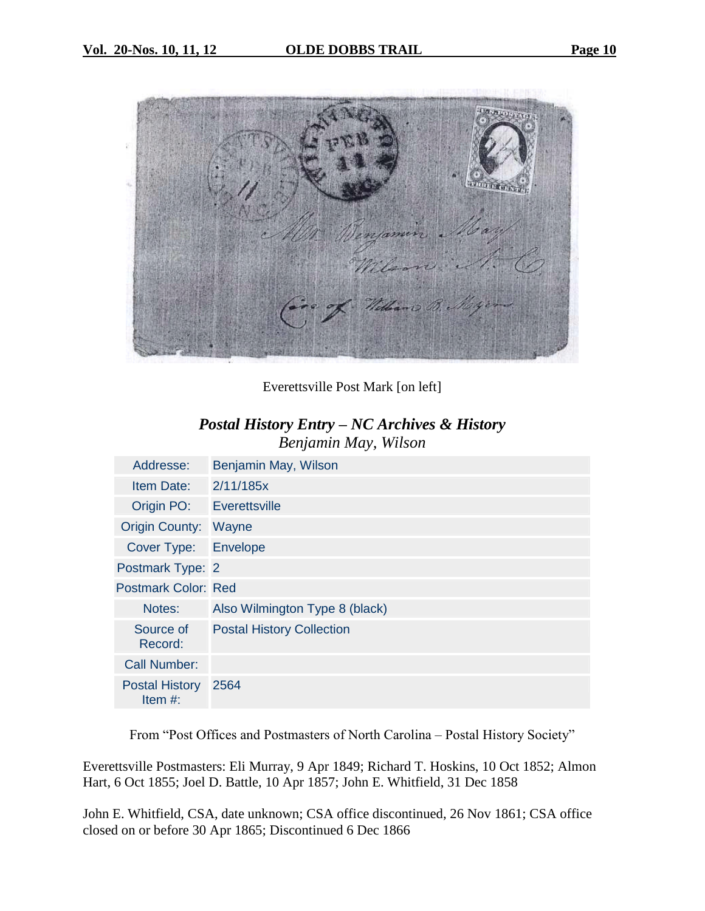Everettsville Post Mark [on left]

## *Postal History Entry – NC Archives & History*

*Benjamin May, Wilson*

| | |
|---|---|
| Addresse: | Benjamin May, Wilson |
| Item Date: | 2/11/185x |
| Origin PO: | Everettsville |
| Origin County: | Wayne |
| Cover Type: | Envelope |
| Postmark Type: | 2 |
| Postmark Color: | Red |
| Notes: | Also Wilmington Type 8 (black) |
| Source of Record: | Postal History Collection |
| Call Number: | |
| Postal History Item #: | 2564 |

From "Post Offices and Postmasters of North Carolina – Postal History Society"

Everettsville Postmasters: Eli Murray, 9 Apr 1849; Richard T. Hoskins, 10 Oct 1852; Almon Hart, 6 Oct 1855; Joel D. Battle, 10 Apr 1857; John E. Whitfield, 31 Dec 1858

John E. Whitfield, CSA, date unknown; CSA office discontinued, 26 Nov 1861; CSA office closed on or before 30 Apr 1865; Discontinued 6 Dec 1866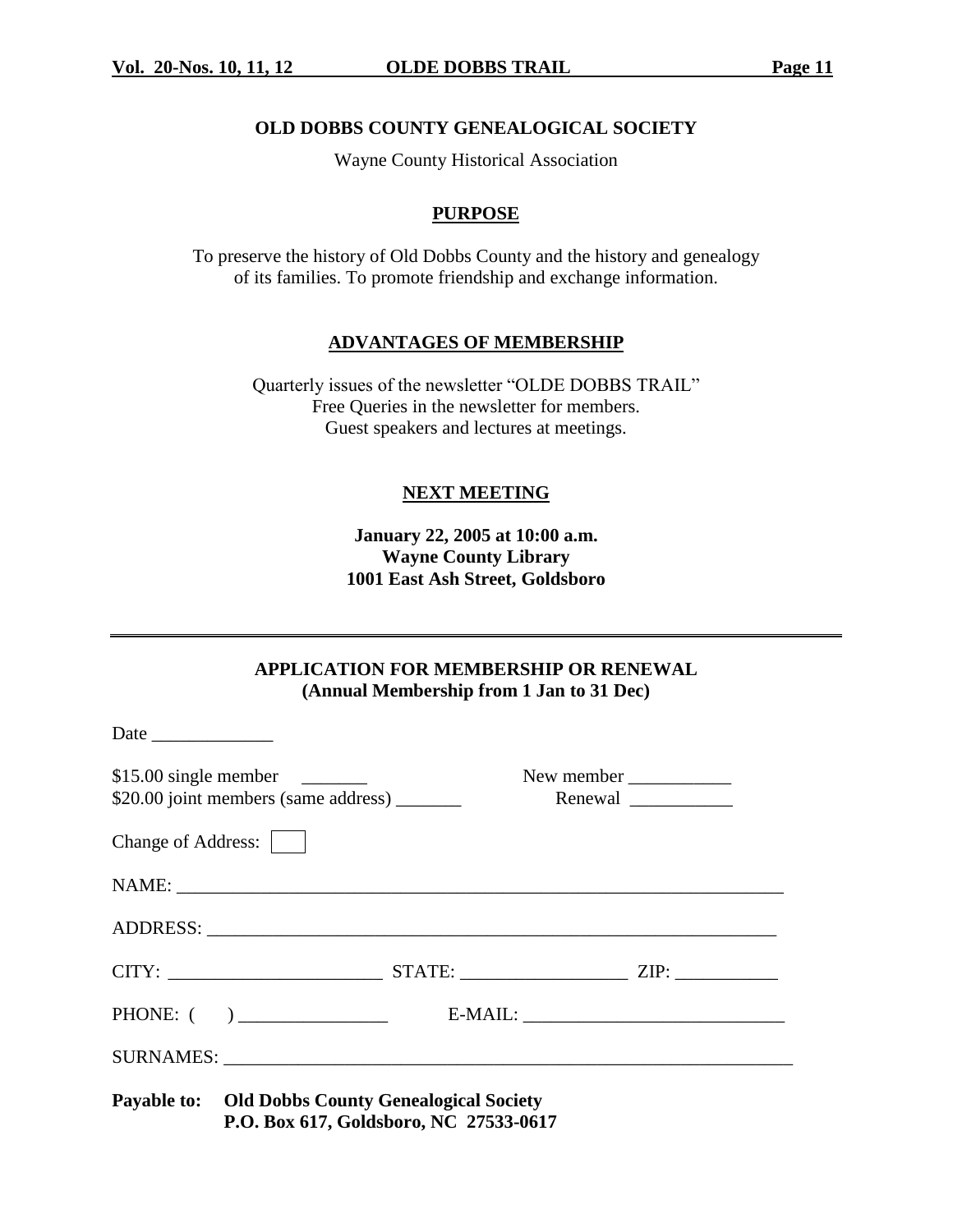## OLD DOBBS COUNTY GENEALOGICAL SOCIETY

Wayne County Historical Association

### PURPOSE

To preserve the history of Old Dobbs County and the history and genealogy of its families. To promote friendship and exchange information.

### ADVANTAGES OF MEMBERSHIP

Quarterly issues of the newsletter "OLDE DOBBS TRAIL"
Free Queries in the newsletter for members.
Guest speakers and lectures at meetings.

### NEXT MEETING

**January 22, 2005 at 10:00 a.m.**
**Wayne County Library**
**1001 East Ash Street, Goldsboro**

---

### APPLICATION FOR MEMBERSHIP OR RENEWAL
**(Annual Membership from 1 Jan to 31 Dec)**

Date _____________

$15.00 single member _______ New member ___________
$20.00 joint members (same address) _______ Renewal ___________

Change of Address: [ ]

NAME: ____________________________________________________________________

ADDRESS: _________________________________________________________________

CITY: _______________________ STATE: _________________ ZIP: ___________

PHONE: ( ) ________________ E-MAIL: ___________________________

SURNAMES: ________________________________________________________________

**Payable to: Old Dobbs County Genealogical Society**
**P.O. Box 617, Goldsboro, NC 27533-0617**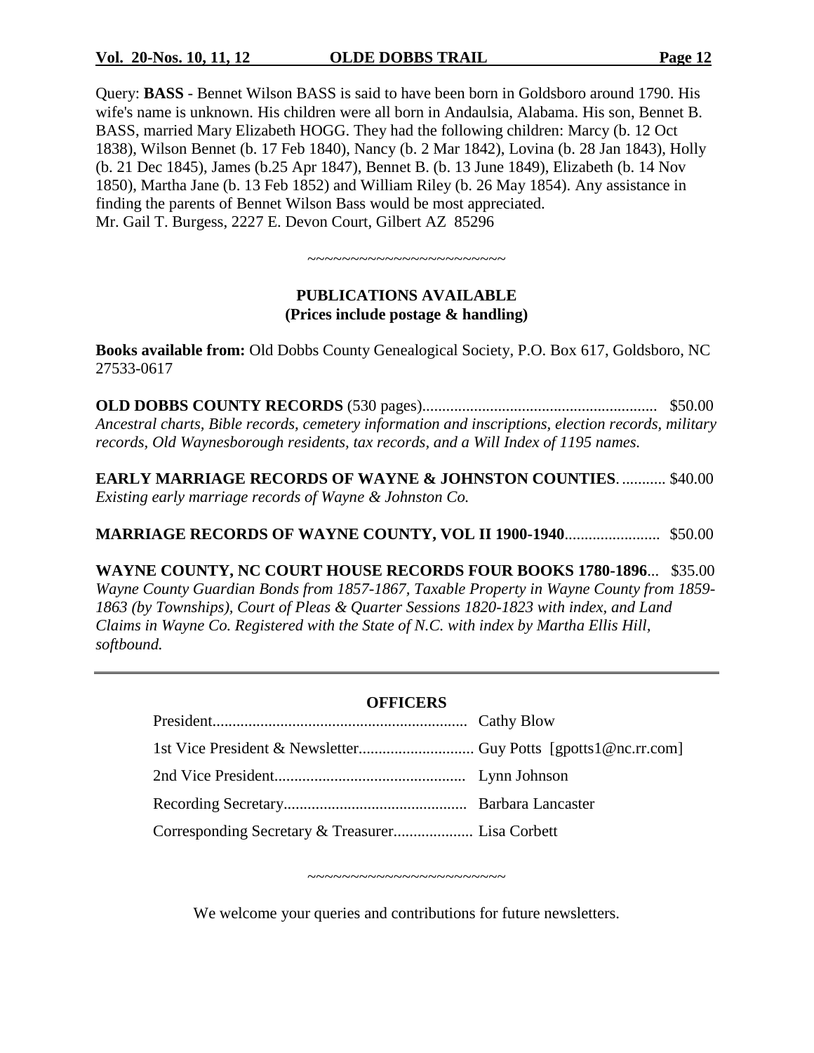Query: **BASS** - Bennet Wilson BASS is said to have been born in Goldsboro around 1790. His wife's name is unknown. His children were all born in Andaulsia, Alabama. His son, Bennet B. BASS, married Mary Elizabeth HOGG. They had the following children: Marcy (b. 12 Oct 1838), Wilson Bennet (b. 17 Feb 1840), Nancy (b. 2 Mar 1842), Lovina (b. 28 Jan 1843), Holly (b. 21 Dec 1845), James (b.25 Apr 1847), Bennet B. (b. 13 June 1849), Elizabeth (b. 14 Nov 1850), Martha Jane (b. 13 Feb 1852) and William Riley (b. 26 May 1854). Any assistance in finding the parents of Bennet Wilson Bass would be most appreciated.
Mr. Gail T. Burgess, 2227 E. Devon Court, Gilbert AZ 85296

~~~~~~~~~~~~~~~~~~~~~~~~

## PUBLICATIONS AVAILABLE
### (Prices include postage & handling)

**Books available from:** Old Dobbs County Genealogical Society, P.O. Box 617, Goldsboro, NC 27533-0617

**OLD DOBBS COUNTY RECORDS** (530 pages).......................................................... $50.00
*Ancestral charts, Bible records, cemetery information and inscriptions, election records, military records, Old Waynesborough residents, tax records, and a Will Index of 1195 names.*

**EARLY MARRIAGE RECORDS OF WAYNE & JOHNSTON COUNTIES**. .......... $40.00
*Existing early marriage records of Wayne & Johnston Co.*

**MARRIAGE RECORDS OF WAYNE COUNTY, VOL II 1900-1940**........................ $50.00

**WAYNE COUNTY, NC COURT HOUSE RECORDS FOUR BOOKS 1780-1896**... $35.00
*Wayne County Guardian Bonds from 1857-1867, Taxable Property in Wayne County from 1859-1863 (by Townships), Court of Pleas & Quarter Sessions 1820-1823 with index, and Land Claims in Wayne Co. Registered with the State of N.C. with index by Martha Ellis Hill, softbound.*

---

## OFFICERS

President................................................................ Cathy Blow
1st Vice President & Newsletter............................. Guy Potts [gpotts1@nc.rr.com]
2nd Vice President................................................ Lynn Johnson
Recording Secretary.............................................. Barbara Lancaster
Corresponding Secretary & Treasurer.................... Lisa Corbett

~~~~~~~~~~~~~~~~~~~~~~~~

We welcome your queries and contributions for future newsletters.